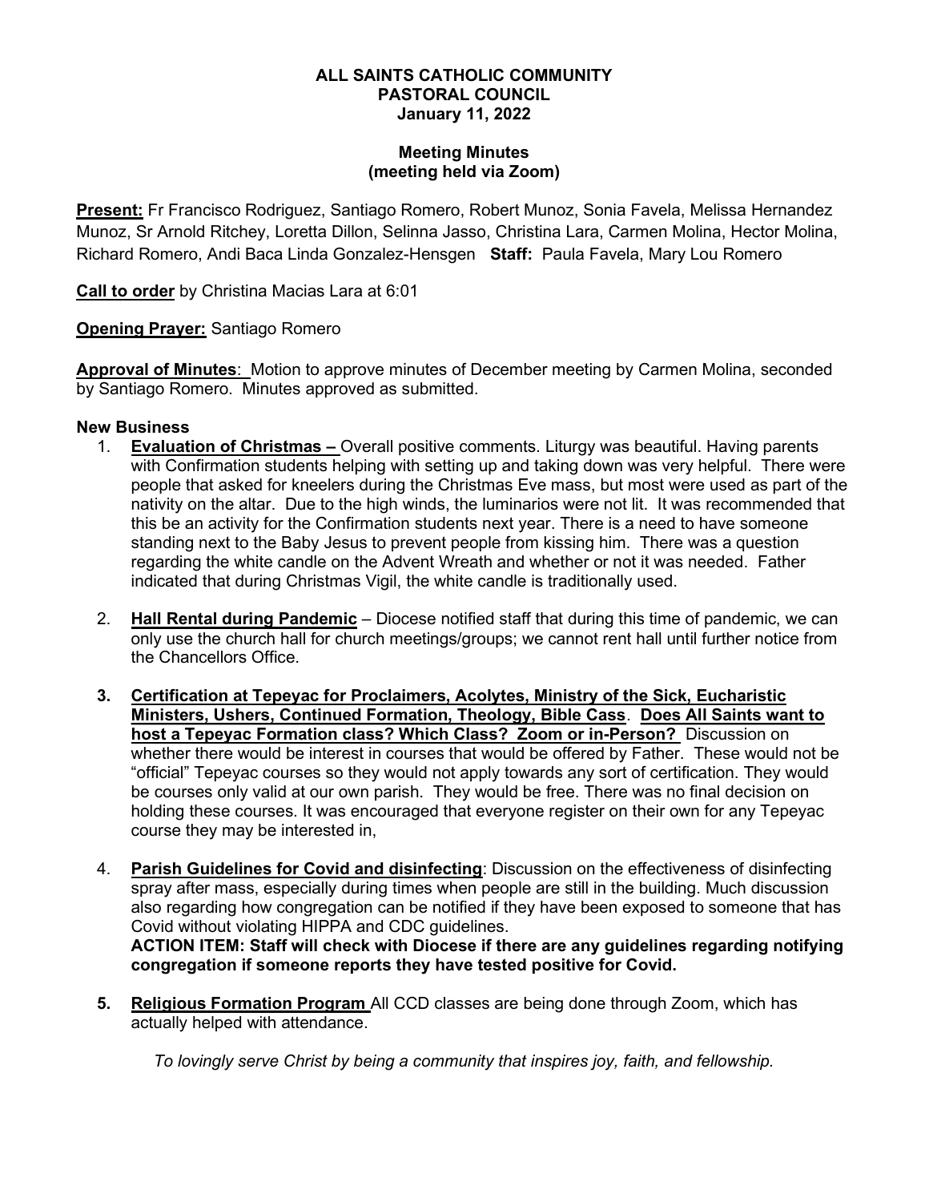**ALL SAINTS CATHOLIC COMMUNITY**
**PASTORAL COUNCIL**
**January 11, 2022**

**Meeting Minutes**
**(meeting held via Zoom)**

**Present:** Fr Francisco Rodriguez, Santiago Romero, Robert Munoz, Sonia Favela, Melissa Hernandez Munoz, Sr Arnold Ritchey, Loretta Dillon, Selinna Jasso, Christina Lara, Carmen Molina, Hector Molina, Richard Romero, Andi Baca Linda Gonzalez-Hensgen **Staff:** Paula Favela, Mary Lou Romero

**Call to order** by Christina Macias Lara at 6:01

**Opening Prayer:** Santiago Romero

**Approval of Minutes**: Motion to approve minutes of December meeting by Carmen Molina, seconded by Santiago Romero. Minutes approved as submitted.

**New Business**

1. **Evaluation of Christmas –** Overall positive comments. Liturgy was beautiful. Having parents with Confirmation students helping with setting up and taking down was very helpful. There were people that asked for kneelers during the Christmas Eve mass, but most were used as part of the nativity on the altar. Due to the high winds, the luminarios were not lit. It was recommended that this be an activity for the Confirmation students next year. There is a need to have someone standing next to the Baby Jesus to prevent people from kissing him. There was a question regarding the white candle on the Advent Wreath and whether or not it was needed. Father indicated that during Christmas Vigil, the white candle is traditionally used.

2. **Hall Rental during Pandemic** – Diocese notified staff that during this time of pandemic, we can only use the church hall for church meetings/groups; we cannot rent hall until further notice from the Chancellors Office.

3. **Certification at Tepeyac for Proclaimers, Acolytes, Ministry of the Sick, Eucharistic Ministers, Ushers, Continued Formation, Theology, Bible Cass**. **Does All Saints want to host a Tepeyac Formation class? Which Class? Zoom or in-Person?** Discussion on whether there would be interest in courses that would be offered by Father. These would not be "official" Tepeyac courses so they would not apply towards any sort of certification. They would be courses only valid at our own parish. They would be free. There was no final decision on holding these courses. It was encouraged that everyone register on their own for any Tepeyac course they may be interested in,

4. **Parish Guidelines for Covid and disinfecting**: Discussion on the effectiveness of disinfecting spray after mass, especially during times when people are still in the building. Much discussion also regarding how congregation can be notified if they have been exposed to someone that has Covid without violating HIPPA and CDC guidelines.
   **ACTION ITEM: Staff will check with Diocese if there are any guidelines regarding notifying congregation if someone reports they have tested positive for Covid.**

5. **Religious Formation Program** All CCD classes are being done through Zoom, which has actually helped with attendance.

*To lovingly serve Christ by being a community that inspires joy, faith, and fellowship.*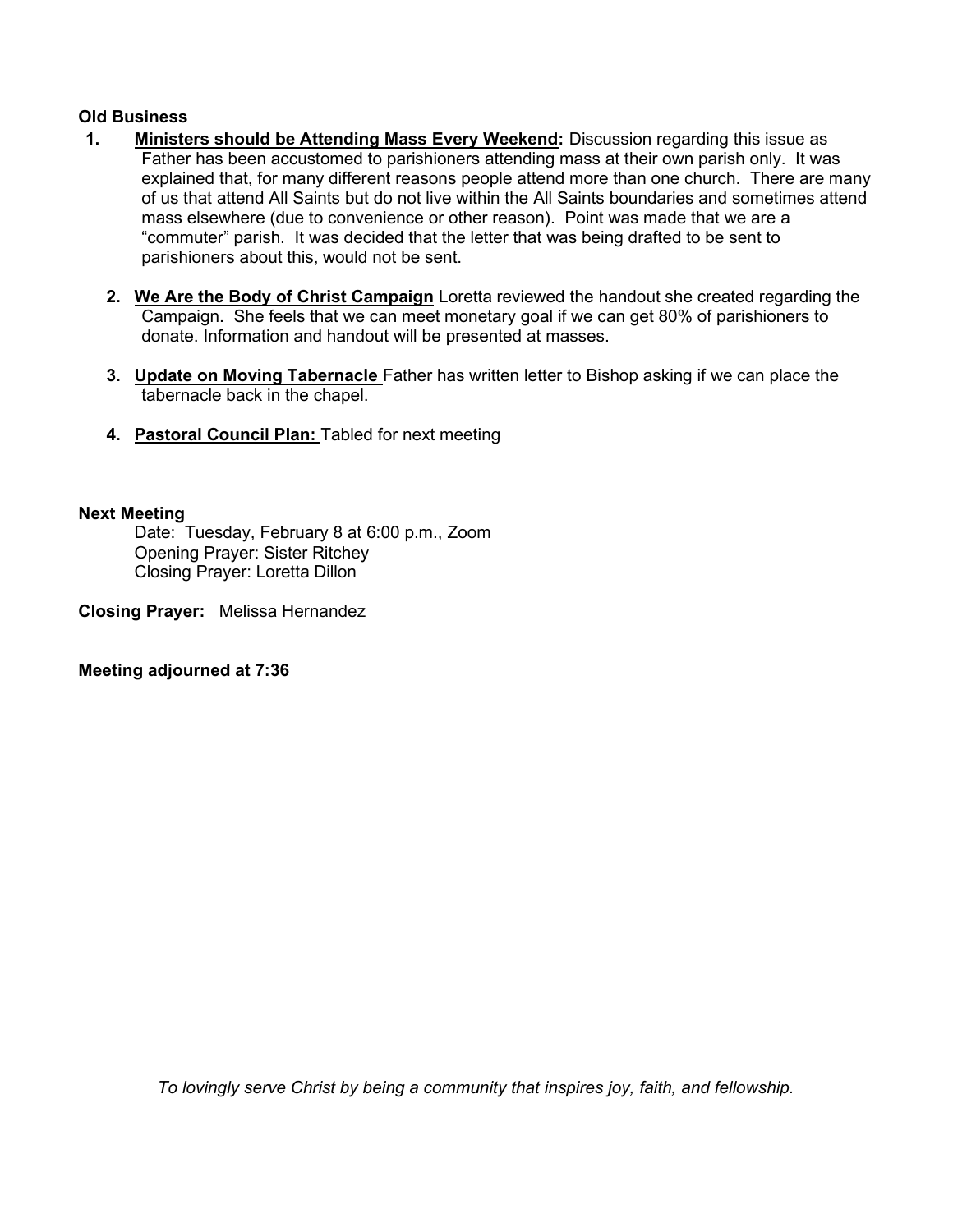**Old Business**

1. **Ministers should be Attending Mass Every Weekend:** Discussion regarding this issue as Father has been accustomed to parishioners attending mass at their own parish only. It was explained that, for many different reasons people attend more than one church. There are many of us that attend All Saints but do not live within the All Saints boundaries and sometimes attend mass elsewhere (due to convenience or other reason). Point was made that we are a "commuter" parish. It was decided that the letter that was being drafted to be sent to parishioners about this, would not be sent.

2. **We Are the Body of Christ Campaign** Loretta reviewed the handout she created regarding the Campaign. She feels that we can meet monetary goal if we can get 80% of parishioners to donate. Information and handout will be presented at masses.

3. **Update on Moving Tabernacle** Father has written letter to Bishop asking if we can place the tabernacle back in the chapel.

4. **Pastoral Council Plan:** Tabled for next meeting

**Next Meeting**

Date: Tuesday, February 8 at 6:00 p.m., Zoom
Opening Prayer: Sister Ritchey
Closing Prayer: Loretta Dillon

**Closing Prayer:** Melissa Hernandez

**Meeting adjourned at 7:36**

*To lovingly serve Christ by being a community that inspires joy, faith, and fellowship.*